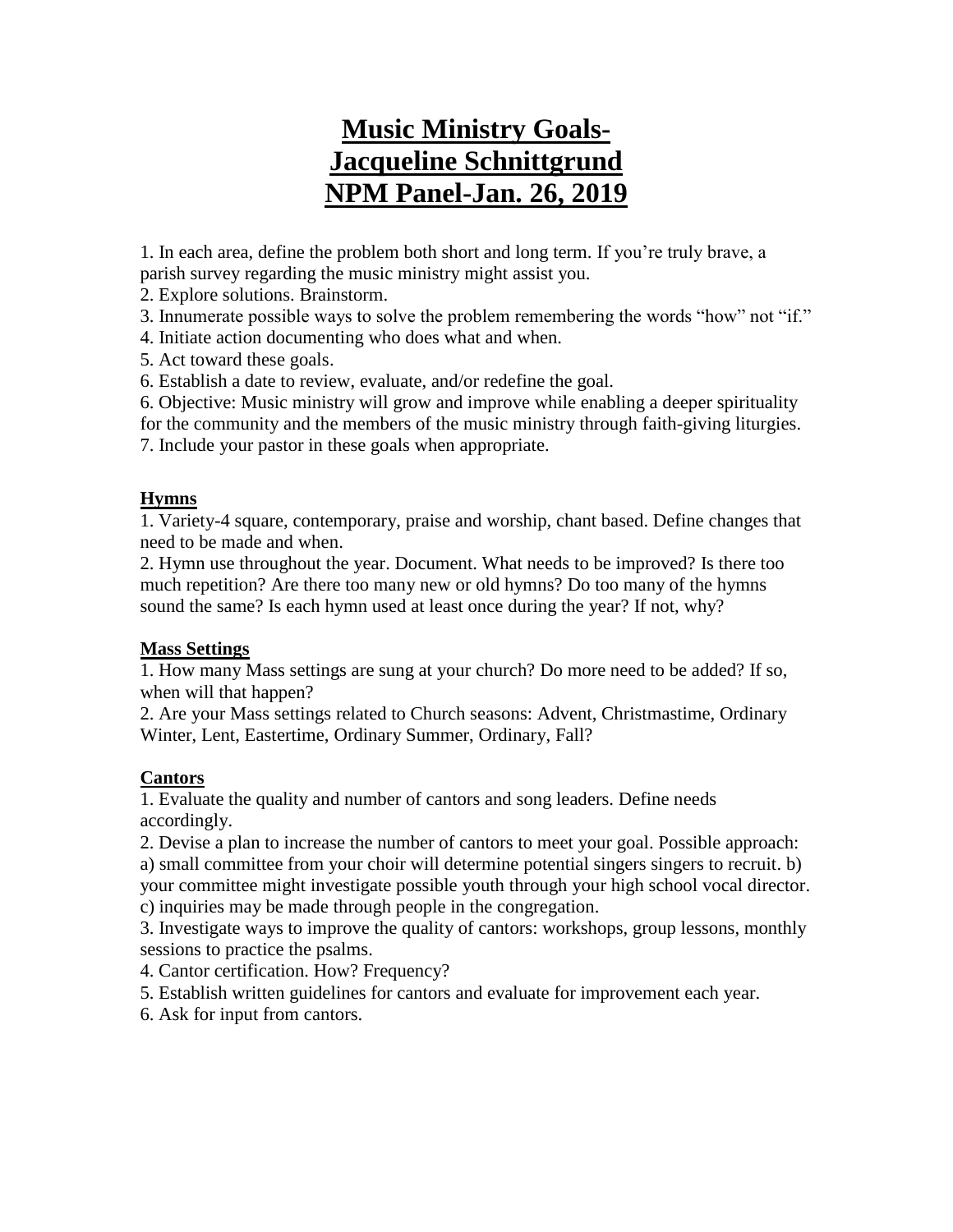# Music Ministry Goals-
# Jacqueline Schnittgrund
# NPM Panel-Jan. 26, 2019

1. In each area, define the problem both short and long term. If you're truly brave, a parish survey regarding the music ministry might assist you.
2. Explore solutions. Brainstorm.
3. Innumerate possible ways to solve the problem remembering the words "how" not "if."
4. Initiate action documenting who does what and when.
5. Act toward these goals.
6. Establish a date to review, evaluate, and/or redefine the goal.
6. Objective: Music ministry will grow and improve while enabling a deeper spirituality for the community and the members of the music ministry through faith-giving liturgies.
7. Include your pastor in these goals when appropriate.

**Hymns**

1. Variety-4 square, contemporary, praise and worship, chant based. Define changes that need to be made and when.
2. Hymn use throughout the year. Document. What needs to be improved? Is there too much repetition? Are there too many new or old hymns? Do too many of the hymns sound the same? Is each hymn used at least once during the year? If not, why?

**Mass Settings**

1. How many Mass settings are sung at your church? Do more need to be added? If so, when will that happen?
2. Are your Mass settings related to Church seasons: Advent, Christmastime, Ordinary Winter, Lent, Eastertime, Ordinary Summer, Ordinary, Fall?

**Cantors**

1. Evaluate the quality and number of cantors and song leaders. Define needs accordingly.
2. Devise a plan to increase the number of cantors to meet your goal. Possible approach: a) small committee from your choir will determine potential singers singers to recruit. b) your committee might investigate possible youth through your high school vocal director. c) inquiries may be made through people in the congregation.
3. Investigate ways to improve the quality of cantors: workshops, group lessons, monthly sessions to practice the psalms.
4. Cantor certification. How? Frequency?
5. Establish written guidelines for cantors and evaluate for improvement each year.
6. Ask for input from cantors.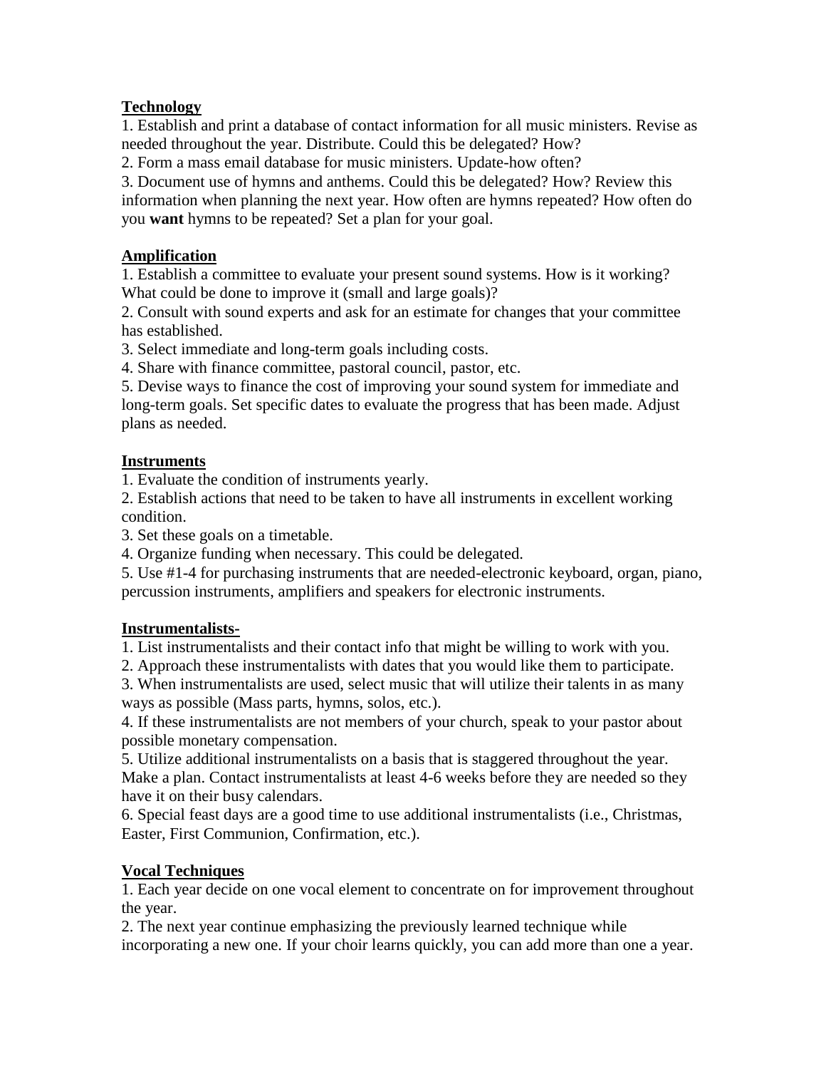**Technology**

1. Establish and print a database of contact information for all music ministers. Revise as needed throughout the year. Distribute. Could this be delegated? How?
2. Form a mass email database for music ministers. Update-how often?
3. Document use of hymns and anthems. Could this be delegated? How? Review this information when planning the next year. How often are hymns repeated? How often do you **want** hymns to be repeated? Set a plan for your goal.

**Amplification**

1. Establish a committee to evaluate your present sound systems. How is it working? What could be done to improve it (small and large goals)?
2. Consult with sound experts and ask for an estimate for changes that your committee has established.
3. Select immediate and long-term goals including costs.
4. Share with finance committee, pastoral council, pastor, etc.
5. Devise ways to finance the cost of improving your sound system for immediate and long-term goals. Set specific dates to evaluate the progress that has been made. Adjust plans as needed.

**Instruments**

1. Evaluate the condition of instruments yearly.
2. Establish actions that need to be taken to have all instruments in excellent working condition.
3. Set these goals on a timetable.
4. Organize funding when necessary. This could be delegated.
5. Use #1-4 for purchasing instruments that are needed-electronic keyboard, organ, piano, percussion instruments, amplifiers and speakers for electronic instruments.

**Instrumentalists-**

1. List instrumentalists and their contact info that might be willing to work with you.
2. Approach these instrumentalists with dates that you would like them to participate.
3. When instrumentalists are used, select music that will utilize their talents in as many ways as possible (Mass parts, hymns, solos, etc.).
4. If these instrumentalists are not members of your church, speak to your pastor about possible monetary compensation.
5. Utilize additional instrumentalists on a basis that is staggered throughout the year. Make a plan. Contact instrumentalists at least 4-6 weeks before they are needed so they have it on their busy calendars.
6. Special feast days are a good time to use additional instrumentalists (i.e., Christmas, Easter, First Communion, Confirmation, etc.).

**Vocal Techniques**

1. Each year decide on one vocal element to concentrate on for improvement throughout the year.
2. The next year continue emphasizing the previously learned technique while incorporating a new one. If your choir learns quickly, you can add more than one a year.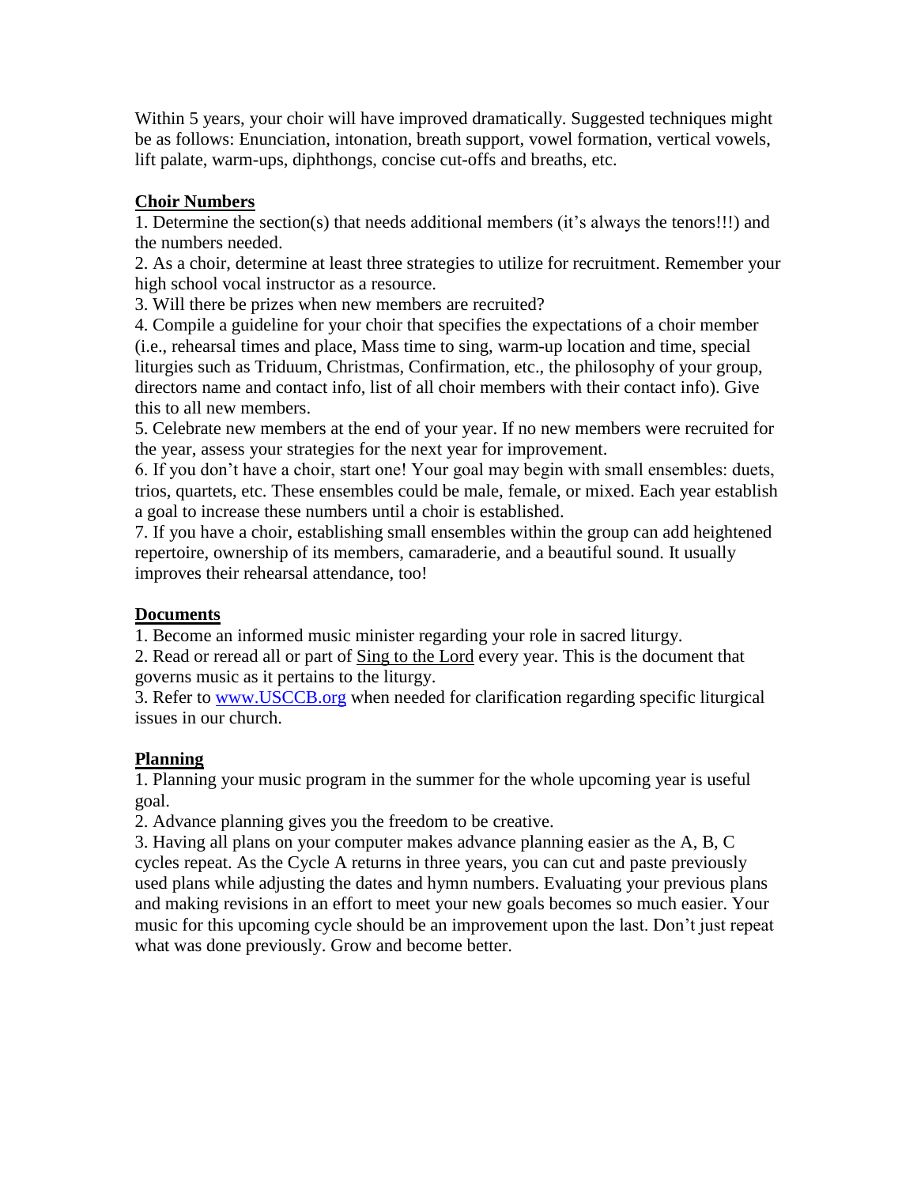Within 5 years, your choir will have improved dramatically. Suggested techniques might be as follows: Enunciation, intonation, breath support, vowel formation, vertical vowels, lift palate, warm-ups, diphthongs, concise cut-offs and breaths, etc.

**Choir Numbers**

1. Determine the section(s) that needs additional members (it's always the tenors!!!) and the numbers needed.
2. As a choir, determine at least three strategies to utilize for recruitment. Remember your high school vocal instructor as a resource.
3. Will there be prizes when new members are recruited?
4. Compile a guideline for your choir that specifies the expectations of a choir member (i.e., rehearsal times and place, Mass time to sing, warm-up location and time, special liturgies such as Triduum, Christmas, Confirmation, etc., the philosophy of your group, directors name and contact info, list of all choir members with their contact info). Give this to all new members.
5. Celebrate new members at the end of your year. If no new members were recruited for the year, assess your strategies for the next year for improvement.
6. If you don't have a choir, start one! Your goal may begin with small ensembles: duets, trios, quartets, etc. These ensembles could be male, female, or mixed. Each year establish a goal to increase these numbers until a choir is established.
7. If you have a choir, establishing small ensembles within the group can add heightened repertoire, ownership of its members, camaraderie, and a beautiful sound. It usually improves their rehearsal attendance, too!

**Documents**

1. Become an informed music minister regarding your role in sacred liturgy.
2. Read or reread all or part of Sing to the Lord every year. This is the document that governs music as it pertains to the liturgy.
3. Refer to www.USCCB.org when needed for clarification regarding specific liturgical issues in our church.

**Planning**

1. Planning your music program in the summer for the whole upcoming year is useful goal.
2. Advance planning gives you the freedom to be creative.
3. Having all plans on your computer makes advance planning easier as the A, B, C cycles repeat. As the Cycle A returns in three years, you can cut and paste previously used plans while adjusting the dates and hymn numbers. Evaluating your previous plans and making revisions in an effort to meet your new goals becomes so much easier. Your music for this upcoming cycle should be an improvement upon the last. Don't just repeat what was done previously. Grow and become better.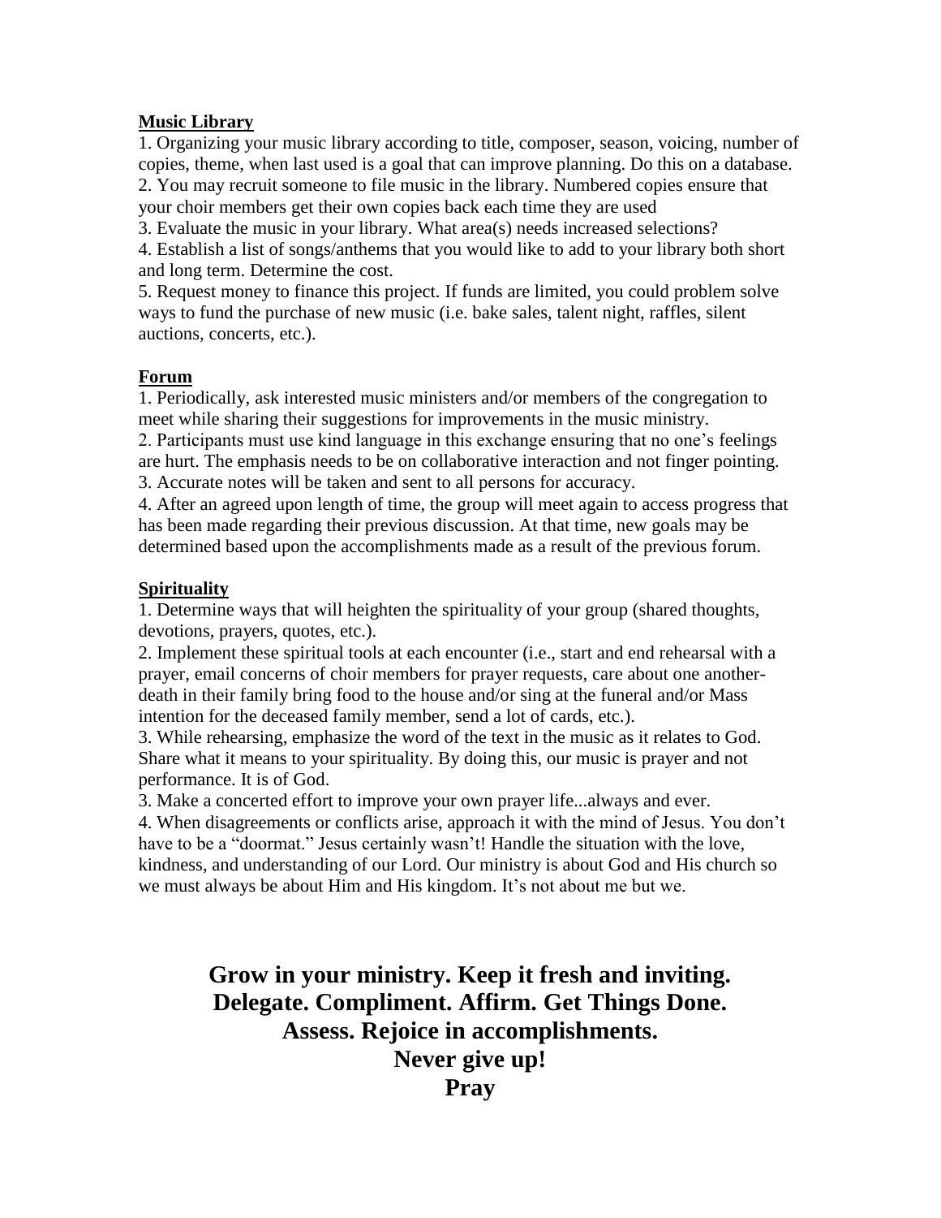**Music Library**

1. Organizing your music library according to title, composer, season, voicing, number of copies, theme, when last used is a goal that can improve planning. Do this on a database.
2. You may recruit someone to file music in the library. Numbered copies ensure that your choir members get their own copies back each time they are used
3. Evaluate the music in your library. What area(s) needs increased selections?
4. Establish a list of songs/anthems that you would like to add to your library both short and long term. Determine the cost.
5. Request money to finance this project. If funds are limited, you could problem solve ways to fund the purchase of new music (i.e. bake sales, talent night, raffles, silent auctions, concerts, etc.).

**Forum**

1. Periodically, ask interested music ministers and/or members of the congregation to meet while sharing their suggestions for improvements in the music ministry.
2. Participants must use kind language in this exchange ensuring that no one's feelings are hurt. The emphasis needs to be on collaborative interaction and not finger pointing.
3. Accurate notes will be taken and sent to all persons for accuracy.
4. After an agreed upon length of time, the group will meet again to access progress that has been made regarding their previous discussion. At that time, new goals may be determined based upon the accomplishments made as a result of the previous forum.

**Spirituality**

1. Determine ways that will heighten the spirituality of your group (shared thoughts, devotions, prayers, quotes, etc.).
2. Implement these spiritual tools at each encounter (i.e., start and end rehearsal with a prayer, email concerns of choir members for prayer requests, care about one another-death in their family bring food to the house and/or sing at the funeral and/or Mass intention for the deceased family member, send a lot of cards, etc.).
3. While rehearsing, emphasize the word of the text in the music as it relates to God. Share what it means to your spirituality. By doing this, our music is prayer and not performance. It is of God.
3. Make a concerted effort to improve your own prayer life...always and ever.
4. When disagreements or conflicts arise, approach it with the mind of Jesus. You don't have to be a "doormat." Jesus certainly wasn't! Handle the situation with the love, kindness, and understanding of our Lord. Our ministry is about God and His church so we must always be about Him and His kingdom. It's not about me but we.

**Grow in your ministry. Keep it fresh and inviting.**
**Delegate. Compliment. Affirm. Get Things Done.**
**Assess. Rejoice in accomplishments.**
**Never give up!**
**Pray**